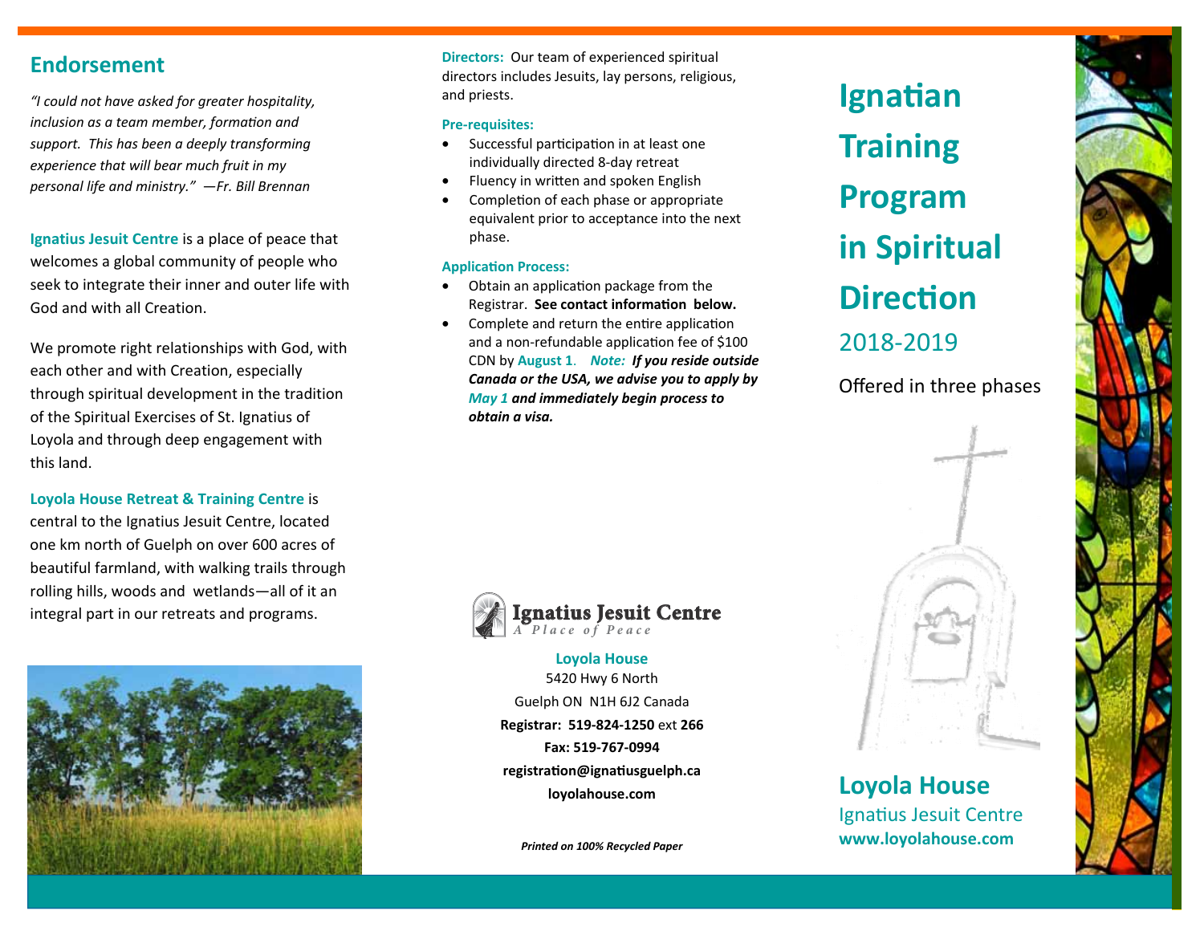## Endorsement

*"I could not have asked for greater hospitality, inclusion as a team member, formation and support. This has been a deeply transforming experience that will bear much fruit in my personal life and ministry." —Fr. Bill Brennan*

**Ignatius Jesuit Centre** is a place of peace that welcomes a global community of people who seek to integrate their inner and outer life with God and with all Creation.

We promote right relationships with God, with each other and with Creation, especially through spiritual development in the tradition of the Spiritual Exercises of St. Ignatius of Loyola and through deep engagement with this land.

**Loyola House Retreat & Training Centre** is central to the Ignatius Jesuit Centre, located one km north of Guelph on over 600 acres of beautiful farmland, with walking trails through rolling hills, woods and wetlands—all of it an integral part in our retreats and programs.

**Directors:** Our team of experienced spiritual directors includes Jesuits, lay persons, religious, and priests.

**Pre-requisites:**

- Successful participation in at least one individually directed 8-day retreat
- Fluency in written and spoken English
- Completion of each phase or appropriate equivalent prior to acceptance into the next phase.

**Application Process:**

- Obtain an application package from the Registrar. **See contact information below.**
- Complete and return the entire application and a non-refundable application fee of $100 CDN by **August 1**. ***Note: If you reside outside Canada or the USA, we advise you to apply by May 1 and immediately begin process to obtain a visa.***

**Ignatius Jesuit Centre**
*A Place of Peace*

**Loyola House**
5420 Hwy 6 North
Guelph ON N1H 6J2 Canada
**Registrar: 519-824-1250** ext **266**
**Fax: 519-767-0994**
**registration@ignatiusguelph.ca**
**loyolahouse.com**

***Printed on 100% Recycled Paper***

# Ignatian Training Program in Spiritual Direction

## 2018-2019

Offered in three phases

**Loyola House**
Ignatius Jesuit Centre
**www.loyolahouse.com**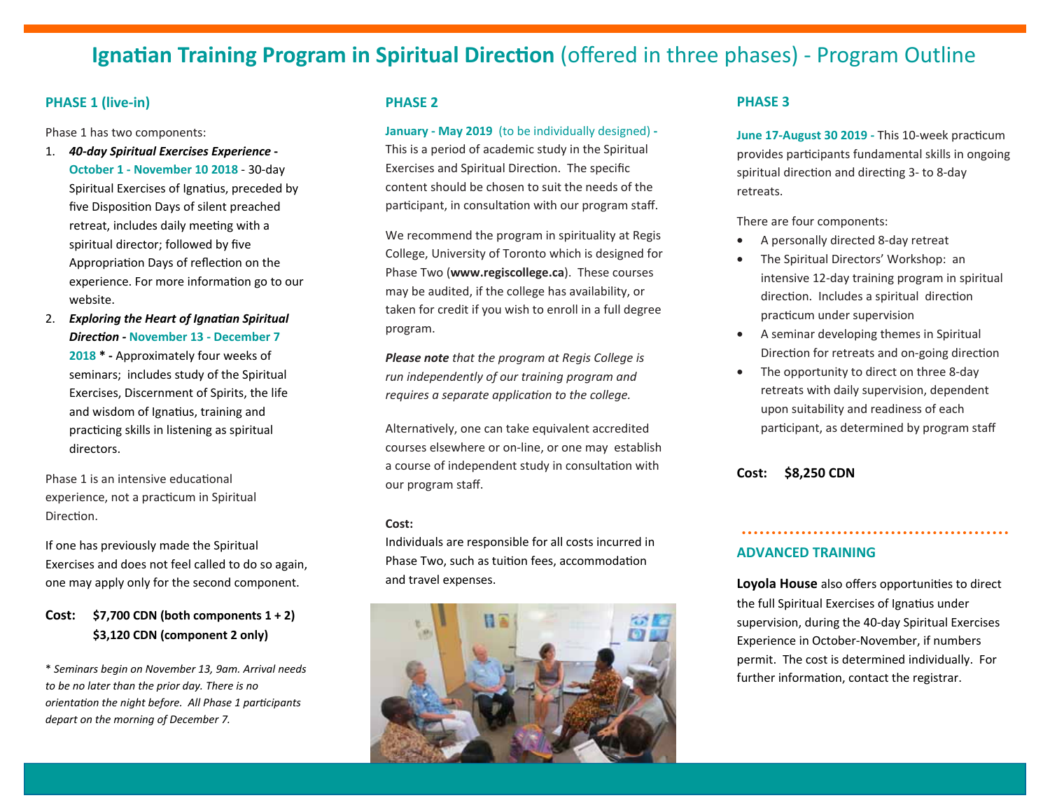# **Ignatian Training Program in Spiritual Direction** (offered in three phases) - Program Outline

## PHASE 1 (live-in)

Phase 1 has two components:

1. ***40-day Spiritual Exercises Experience -*** **October 1 - November 10 2018** - 30-day Spiritual Exercises of Ignatius, preceded by five Disposition Days of silent preached retreat, includes daily meeting with a spiritual director; followed by five Appropriation Days of reflection on the experience. For more information go to our website.
2. ***Exploring the Heart of Ignatian Spiritual Direction -*** **November 13 - December 7 2018** **\* -** Approximately four weeks of seminars; includes study of the Spiritual Exercises, Discernment of Spirits, the life and wisdom of Ignatius, training and practicing skills in listening as spiritual directors.

Phase 1 is an intensive educational experience, not a practicum in Spiritual Direction.

If one has previously made the Spiritual Exercises and does not feel called to do so again, one may apply only for the second component.

**Cost: $7,700 CDN (both components 1 + 2)**
**$3,120 CDN (component 2 only)**

\* *Seminars begin on November 13, 9am. Arrival needs to be no later than the prior day. There is no orientation the night before. All Phase 1 participants depart on the morning of December 7.*

## PHASE 2

**January - May 2019** (to be individually designed) **-** This is a period of academic study in the Spiritual Exercises and Spiritual Direction. The specific content should be chosen to suit the needs of the participant, in consultation with our program staff.

We recommend the program in spirituality at Regis College, University of Toronto which is designed for Phase Two (**www.regiscollege.ca**). These courses may be audited, if the college has availability, or taken for credit if you wish to enroll in a full degree program.

***Please note*** *that the program at Regis College is run independently of our training program and requires a separate application to the college.*

Alternatively, one can take equivalent accredited courses elsewhere or on-line, or one may establish a course of independent study in consultation with our program staff.

**Cost:**
Individuals are responsible for all costs incurred in Phase Two, such as tuition fees, accommodation and travel expenses.

## PHASE 3

**June 17-August 30 2019 -** This 10-week practicum provides participants fundamental skills in ongoing spiritual direction and directing 3- to 8-day retreats.

There are four components:

- A personally directed 8-day retreat
- The Spiritual Directors' Workshop: an intensive 12-day training program in spiritual direction. Includes a spiritual direction practicum under supervision
- A seminar developing themes in Spiritual Direction for retreats and on-going direction
- The opportunity to direct on three 8-day retreats with daily supervision, dependent upon suitability and readiness of each participant, as determined by program staff

**Cost: $8,250 CDN**

## ADVANCED TRAINING

**Loyola House** also offers opportunities to direct the full Spiritual Exercises of Ignatius under supervision, during the 40-day Spiritual Exercises Experience in October-November, if numbers permit. The cost is determined individually. For further information, contact the registrar.